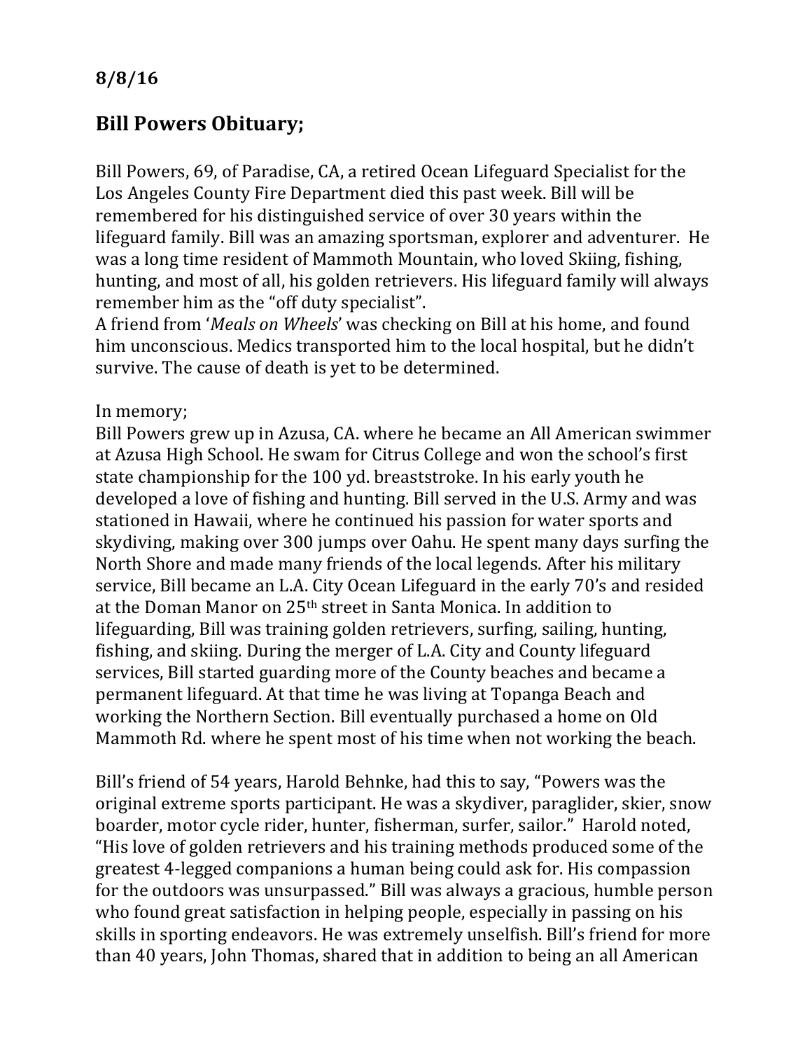**8/8/16**

## Bill Powers Obituary;

Bill Powers, 69, of Paradise, CA, a retired Ocean Lifeguard Specialist for the Los Angeles County Fire Department died this past week. Bill will be remembered for his distinguished service of over 30 years within the lifeguard family. Bill was an amazing sportsman, explorer and adventurer. He was a long time resident of Mammoth Mountain, who loved Skiing, fishing, hunting, and most of all, his golden retrievers. His lifeguard family will always remember him as the "off duty specialist".
A friend from '*Meals on Wheels*' was checking on Bill at his home, and found him unconscious. Medics transported him to the local hospital, but he didn't survive. The cause of death is yet to be determined.

In memory;
Bill Powers grew up in Azusa, CA. where he became an All American swimmer at Azusa High School. He swam for Citrus College and won the school's first state championship for the 100 yd. breaststroke. In his early youth he developed a love of fishing and hunting. Bill served in the U.S. Army and was stationed in Hawaii, where he continued his passion for water sports and skydiving, making over 300 jumps over Oahu. He spent many days surfing the North Shore and made many friends of the local legends. After his military service, Bill became an L.A. City Ocean Lifeguard in the early 70's and resided at the Doman Manor on 25th street in Santa Monica. In addition to lifeguarding, Bill was training golden retrievers, surfing, sailing, hunting, fishing, and skiing. During the merger of L.A. City and County lifeguard services, Bill started guarding more of the County beaches and became a permanent lifeguard. At that time he was living at Topanga Beach and working the Northern Section. Bill eventually purchased a home on Old Mammoth Rd. where he spent most of his time when not working the beach.

Bill's friend of 54 years, Harold Behnke, had this to say, "Powers was the original extreme sports participant. He was a skydiver, paraglider, skier, snow boarder, motor cycle rider, hunter, fisherman, surfer, sailor." Harold noted, "His love of golden retrievers and his training methods produced some of the greatest 4-legged companions a human being could ask for. His compassion for the outdoors was unsurpassed." Bill was always a gracious, humble person who found great satisfaction in helping people, especially in passing on his skills in sporting endeavors. He was extremely unselfish. Bill's friend for more than 40 years, John Thomas, shared that in addition to being an all American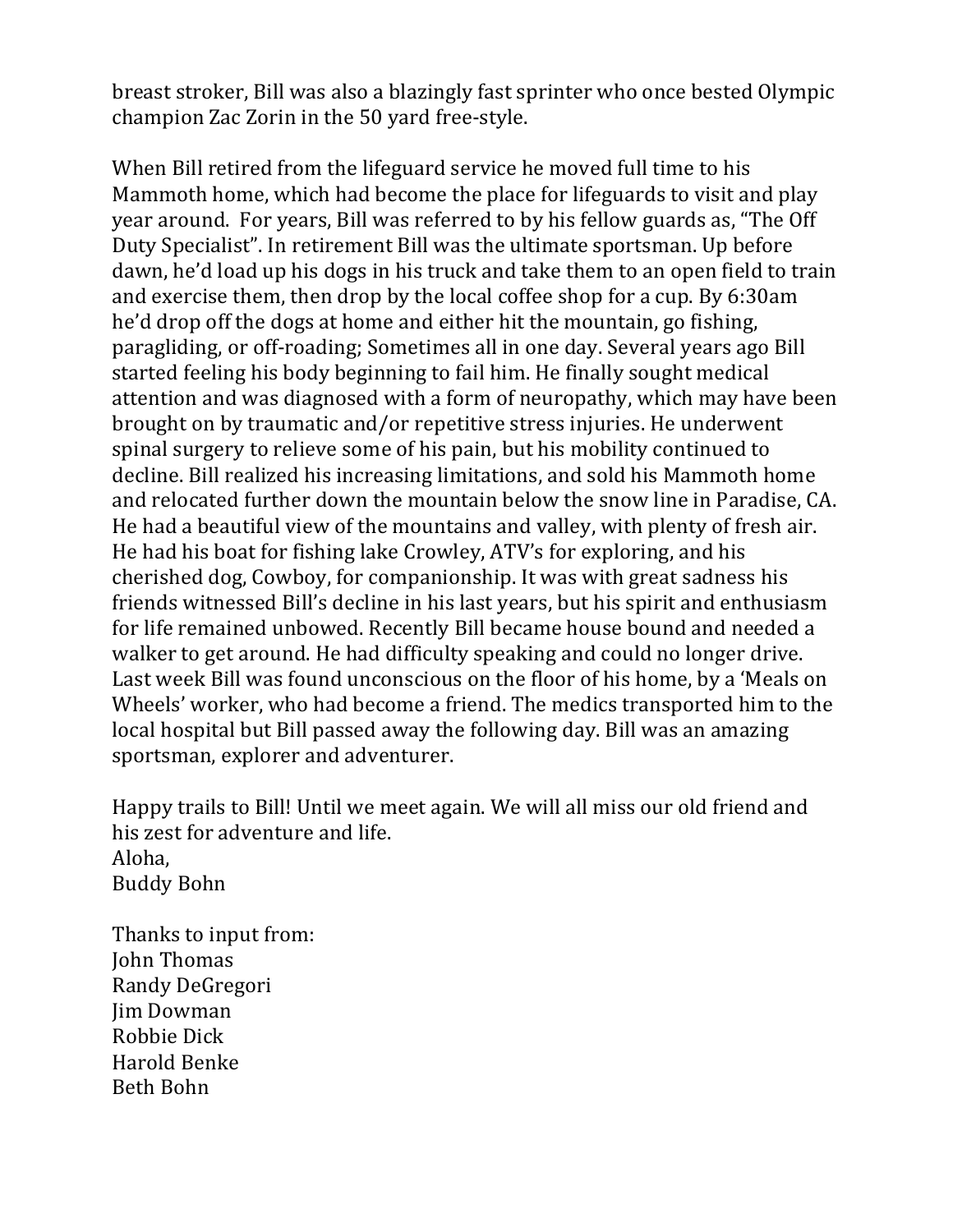breast stroker, Bill was also a blazingly fast sprinter who once bested Olympic champion Zac Zorin in the 50 yard free-style.

When Bill retired from the lifeguard service he moved full time to his Mammoth home, which had become the place for lifeguards to visit and play year around. For years, Bill was referred to by his fellow guards as, "The Off Duty Specialist". In retirement Bill was the ultimate sportsman. Up before dawn, he'd load up his dogs in his truck and take them to an open field to train and exercise them, then drop by the local coffee shop for a cup. By 6:30am he'd drop off the dogs at home and either hit the mountain, go fishing, paragliding, or off-roading; Sometimes all in one day. Several years ago Bill started feeling his body beginning to fail him. He finally sought medical attention and was diagnosed with a form of neuropathy, which may have been brought on by traumatic and/or repetitive stress injuries. He underwent spinal surgery to relieve some of his pain, but his mobility continued to decline. Bill realized his increasing limitations, and sold his Mammoth home and relocated further down the mountain below the snow line in Paradise, CA. He had a beautiful view of the mountains and valley, with plenty of fresh air. He had his boat for fishing lake Crowley, ATV's for exploring, and his cherished dog, Cowboy, for companionship. It was with great sadness his friends witnessed Bill's decline in his last years, but his spirit and enthusiasm for life remained unbowed. Recently Bill became house bound and needed a walker to get around. He had difficulty speaking and could no longer drive. Last week Bill was found unconscious on the floor of his home, by a 'Meals on Wheels' worker, who had become a friend. The medics transported him to the local hospital but Bill passed away the following day. Bill was an amazing sportsman, explorer and adventurer.

Happy trails to Bill! Until we meet again. We will all miss our old friend and his zest for adventure and life.
Aloha,
Buddy Bohn

Thanks to input from:
John Thomas
Randy DeGregori
Jim Dowman
Robbie Dick
Harold Benke
Beth Bohn